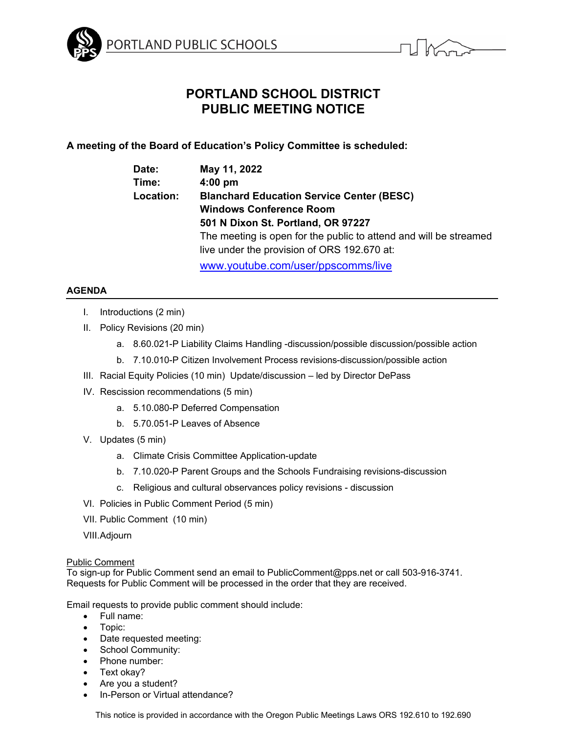PORTLAND PUBLIC SCHOOLS

# PORTLAND SCHOOL DISTRICT
# PUBLIC MEETING NOTICE

**A meeting of the Board of Education's Policy Committee is scheduled:**

**Date:** **May 11, 2022**
**Time:** **4:00 pm**
**Location:** **Blanchard Education Service Center (BESC)**
**Windows Conference Room**
**501 N Dixon St. Portland, OR 97227**
The meeting is open for the public to attend and will be streamed live under the provision of ORS 192.670 at:
www.youtube.com/user/ppscomms/live

## AGENDA

I. Introductions (2 min)

II. Policy Revisions (20 min)

   a. 8.60.021-P Liability Claims Handling -discussion/possible discussion/possible action

   b. 7.10.010-P Citizen Involvement Process revisions-discussion/possible action

III. Racial Equity Policies (10 min) Update/discussion – led by Director DePass

IV. Rescission recommendations (5 min)

   a. 5.10.080-P Deferred Compensation

   b. 5.70.051-P Leaves of Absence

V. Updates (5 min)

   a. Climate Crisis Committee Application-update

   b. 7.10.020-P Parent Groups and the Schools Fundraising revisions-discussion

   c. Religious and cultural observances policy revisions - discussion

VI. Policies in Public Comment Period (5 min)

VII. Public Comment (10 min)

VIII. Adjourn

Public Comment
To sign-up for Public Comment send an email to PublicComment@pps.net or call 503-916-3741. Requests for Public Comment will be processed in the order that they are received.

Email requests to provide public comment should include:

- Full name:
- Topic:
- Date requested meeting:
- School Community:
- Phone number:
- Text okay?
- Are you a student?
- In-Person or Virtual attendance?

This notice is provided in accordance with the Oregon Public Meetings Laws ORS 192.610 to 192.690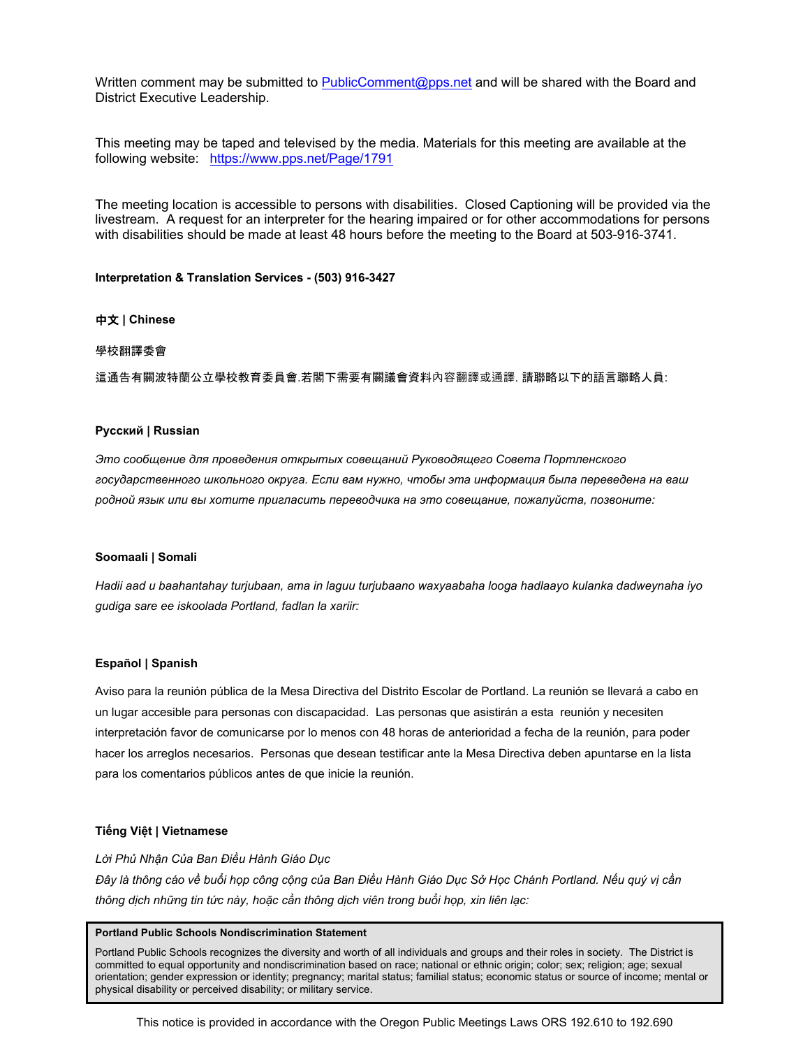Written comment may be submitted to PublicComment@pps.net and will be shared with the Board and District Executive Leadership.

This meeting may be taped and televised by the media. Materials for this meeting are available at the following website: https://www.pps.net/Page/1791

The meeting location is accessible to persons with disabilities. Closed Captioning will be provided via the livestream. A request for an interpreter for the hearing impaired or for other accommodations for persons with disabilities should be made at least 48 hours before the meeting to the Board at 503-916-3741.

**Interpretation & Translation Services - (503) 916-3427**

**中文 | Chinese**

學校翻譯委會

這通告有關波特蘭公立學校教育委員會.若閣下需要有關議會資料內容翻譯或通譯. 請聯略以下的語言聯略人員:

**Русский | Russian**

*Это сообщение для проведения открытых совещаний Руководящего Совета Портленского государственного школьного округа. Если вам нужно, чтобы эта информация была переведена на ваш родной язык или вы хотите пригласить переводчика на это совещание, пожалуйста, позвоните:*

**Soomaali | Somali**

*Hadii aad u baahantahay turjubaan, ama in laguu turjubaano waxyaabaha looga hadlaayo kulanka dadweynaha iyo gudiga sare ee iskoolada Portland, fadlan la xariir:*

**Español | Spanish**

Aviso para la reunión pública de la Mesa Directiva del Distrito Escolar de Portland. La reunión se llevará a cabo en un lugar accesible para personas con discapacidad. Las personas que asistirán a esta reunión y necesiten interpretación favor de comunicarse por lo menos con 48 horas de anterioridad a fecha de la reunión, para poder hacer los arreglos necesarios. Personas que desean testificar ante la Mesa Directiva deben apuntarse en la lista para los comentarios públicos antes de que inicie la reunión.

**Tiếng Việt | Vietnamese**

*Lời Phủ Nhận Của Ban Điều Hành Giáo Dục*

*Đây là thông cáo về buổi họp công cộng của Ban Điều Hành Giáo Dục Sở Học Chánh Portland. Nếu quý vị cần thông dịch những tin tức này, hoặc cần thông dịch viên trong buổi họp, xin liên lạc:*

**Portland Public Schools Nondiscrimination Statement**

Portland Public Schools recognizes the diversity and worth of all individuals and groups and their roles in society. The District is committed to equal opportunity and nondiscrimination based on race; national or ethnic origin; color; sex; religion; age; sexual orientation; gender expression or identity; pregnancy; marital status; familial status; economic status or source of income; mental or physical disability or perceived disability; or military service.

This notice is provided in accordance with the Oregon Public Meetings Laws ORS 192.610 to 192.690